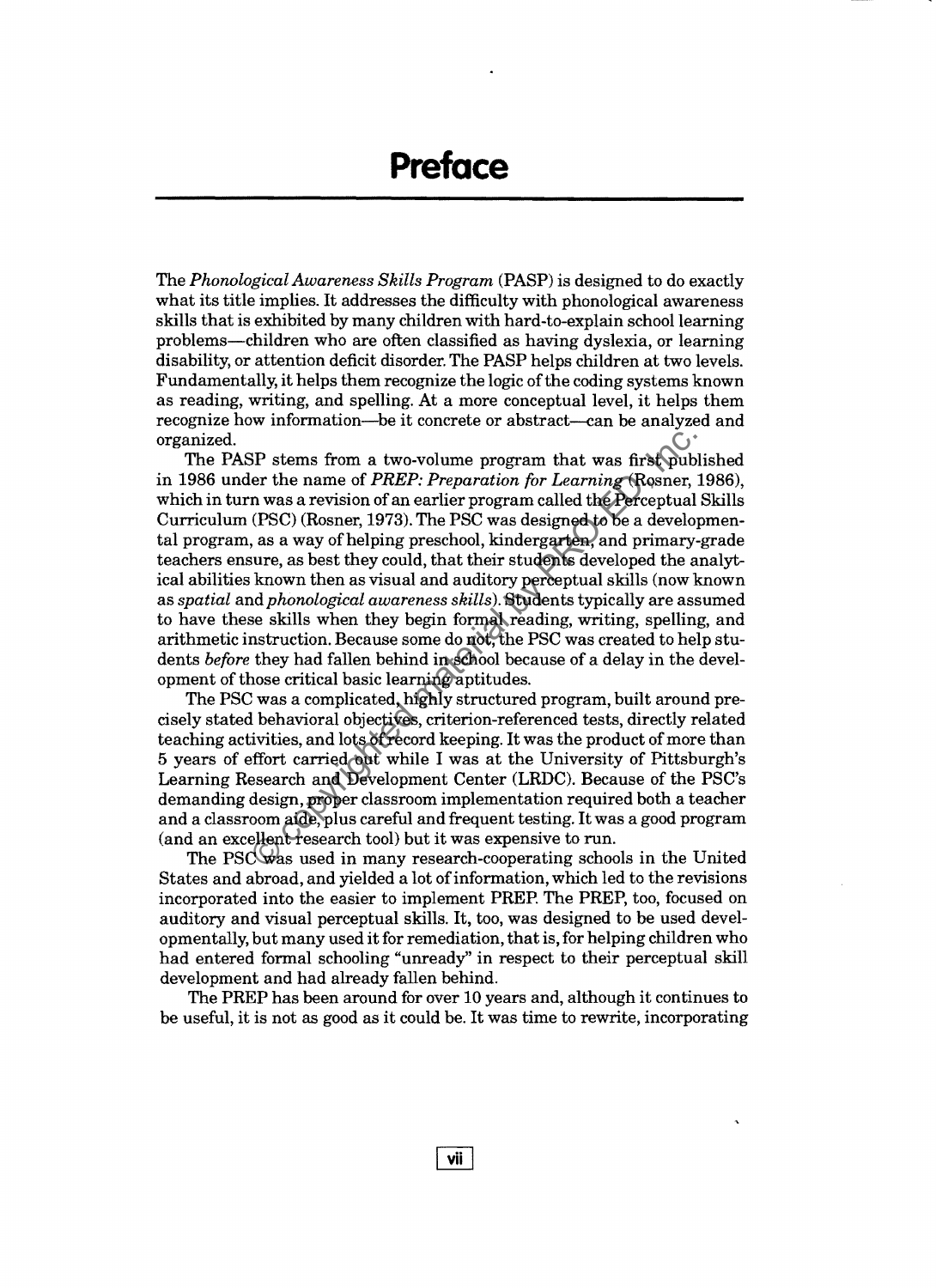# Preface

The *Phonological Awareness Skills Program* (PASP) is designed to do exactly what its title implies. It addresses the difficulty with phonological awareness skills that is exhibited by many children with hard-to-explain school learning problems—children who are often classified as having dyslexia, or learning disability, or attention deficit disorder. The PASP helps children at two levels. Fundamentally, it helps them recognize the logic of the coding systems known as reading, writing, and spelling. At a more conceptual level, it helps them recognize how information—be it concrete or abstract—can be analyzed and organized.

The PASP stems from a two-volume program that was first published in 1986 under the name of *PREP: Preparation for Learning* (Rosner, 1986), which in turn was a revision of an earlier program called the Perceptual Skills Curriculum (PSC) (Rosner, 1973). The PSC was designed to be a developmental program, as a way of helping preschool, kindergarten, and primary-grade teachers ensure, as best they could, that their students developed the analytical abilities known then as visual and auditory perceptual skills (now known as *spatial* and *phonological awareness skills*). Students typically are assumed to have these skills when they begin formal reading, writing, spelling, and arithmetic instruction. Because some do not, the PSC was created to help students *before* they had fallen behind in school because of a delay in the development of those critical basic learning aptitudes.

The PSC was a complicated, highly structured program, built around precisely stated behavioral objectives, criterion-referenced tests, directly related teaching activities, and lots of record keeping. It was the product of more than 5 years of effort carried out while I was at the University of Pittsburgh's Learning Research and Development Center (LRDC). Because of the PSC's demanding design, proper classroom implementation required both a teacher and a classroom aide, plus careful and frequent testing. It was a good program (and an excellent research tool) but it was expensive to run.

The PSC was used in many research-cooperating schools in the United States and abroad, and yielded a lot of information, which led to the revisions incorporated into the easier to implement PREP. The PREP, too, focused on auditory and visual perceptual skills. It, too, was designed to be used developmentally, but many used it for remediation, that is, for helping children who had entered formal schooling "unready" in respect to their perceptual skill development and had already fallen behind.

The PREP has been around for over 10 years and, although it continues to be useful, it is not as good as it could be. It was time to rewrite, incorporating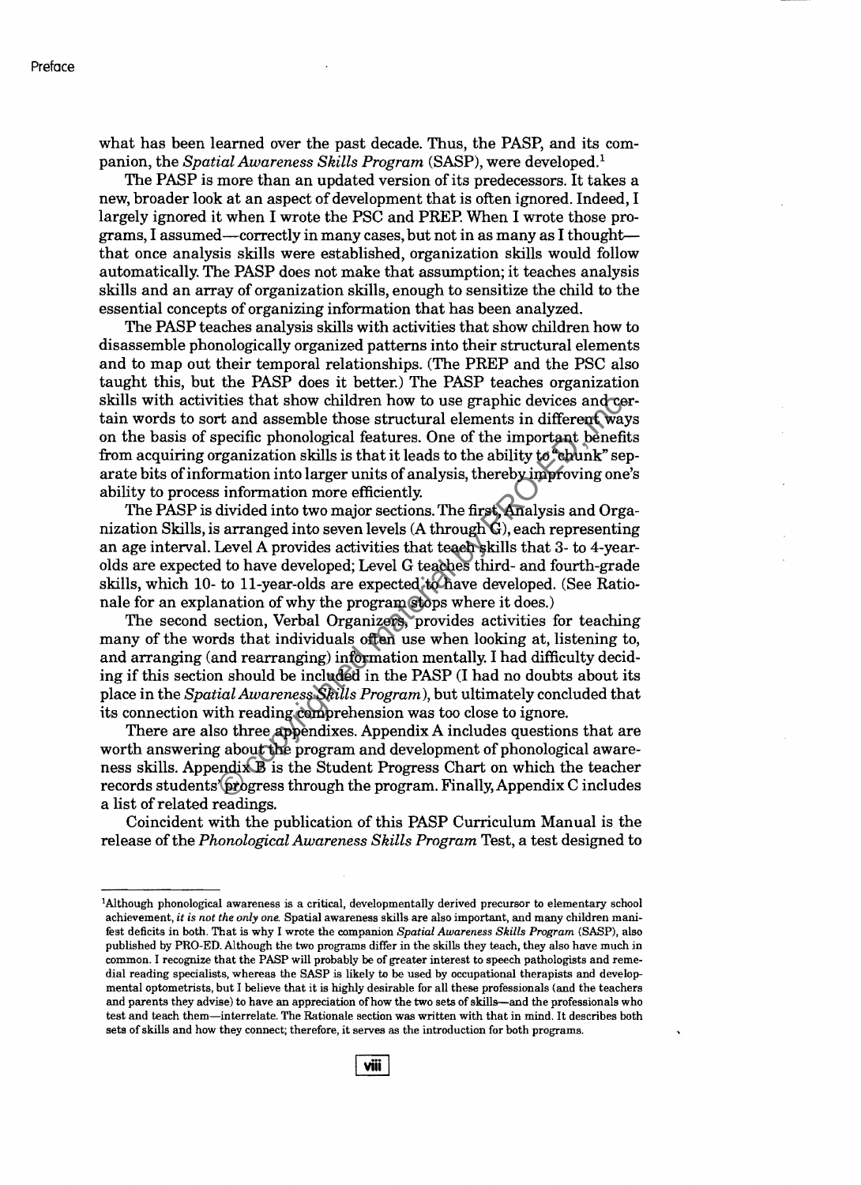what has been learned over the past decade. Thus, the PASP, and its companion, the *Spatial Awareness Skills Program* (SASP), were developed.[1]

The PASP is more than an updated version of its predecessors. It takes a new, broader look at an aspect of development that is often ignored. Indeed, I largely ignored it when I wrote the PSC and PREP. When I wrote those programs, I assumed—correctly in many cases, but not in as many as I thought—that once analysis skills were established, organization skills would follow automatically. The PASP does not make that assumption; it teaches analysis skills and an array of organization skills, enough to sensitize the child to the essential concepts of organizing information that has been analyzed.

The PASP teaches analysis skills with activities that show children how to disassemble phonologically organized patterns into their structural elements and to map out their temporal relationships. (The PREP and the PSC also taught this, but the PASP does it better.) The PASP teaches organization skills with activities that show children how to use graphic devices and certain words to sort and assemble those structural elements in different ways on the basis of specific phonological features. One of the important benefits from acquiring organization skills is that it leads to the ability to "chunk" separate bits of information into larger units of analysis, thereby improving one's ability to process information more efficiently.

The PASP is divided into two major sections. The first, Analysis and Organization Skills, is arranged into seven levels (A through G), each representing an age interval. Level A provides activities that teach skills that 3- to 4-year-olds are expected to have developed; Level G teaches third- and fourth-grade skills, which 10- to 11-year-olds are expected to have developed. (See Rationale for an explanation of why the program stops where it does.)

The second section, Verbal Organizers, provides activities for teaching many of the words that individuals often use when looking at, listening to, and arranging (and rearranging) information mentally. I had difficulty deciding if this section should be included in the PASP (I had no doubts about its place in the *Spatial Awareness Skills Program*), but ultimately concluded that its connection with reading comprehension was too close to ignore.

There are also three appendixes. Appendix A includes questions that are worth answering about the program and development of phonological awareness skills. Appendix B is the Student Progress Chart on which the teacher records students' progress through the program. Finally, Appendix C includes a list of related readings.

Coincident with the publication of this PASP Curriculum Manual is the release of the *Phonological Awareness Skills Program* Test, a test designed to

---

[1]Although phonological awareness is a critical, developmentally derived precursor to elementary school achievement, *it is not the only one.* Spatial awareness skills are also important, and many children manifest deficits in both. That is why I wrote the companion *Spatial Awareness Skills Program* (SASP), also published by PRO-ED. Although the two programs differ in the skills they teach, they also have much in common. I recognize that the PASP will probably be of greater interest to speech pathologists and remedial reading specialists, whereas the SASP is likely to be used by occupational therapists and developmental optometrists, but I believe that it is highly desirable for all these professionals (and the teachers and parents they advise) to have an appreciation of how the two sets of skills—and the professionals who test and teach them—interrelate. The Rationale section was written with that in mind. It describes both sets of skills and how they connect; therefore, it serves as the introduction for both programs.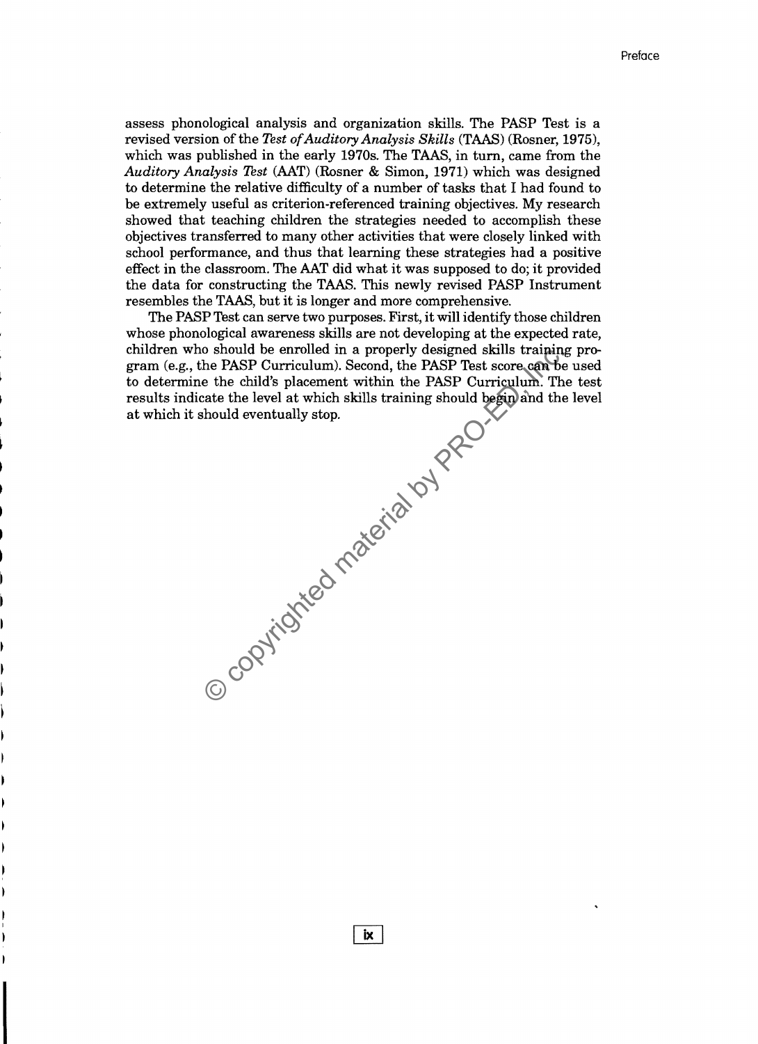assess phonological analysis and organization skills. The PASP Test is a revised version of the *Test of Auditory Analysis Skills* (TAAS) (Rosner, 1975), which was published in the early 1970s. The TAAS, in turn, came from the *Auditory Analysis Test* (AAT) (Rosner & Simon, 1971) which was designed to determine the relative difficulty of a number of tasks that I had found to be extremely useful as criterion-referenced training objectives. My research showed that teaching children the strategies needed to accomplish these objectives transferred to many other activities that were closely linked with school performance, and thus that learning these strategies had a positive effect in the classroom. The AAT did what it was supposed to do; it provided the data for constructing the TAAS. This newly revised PASP Instrument resembles the TAAS, but it is longer and more comprehensive.

The PASP Test can serve two purposes. First, it will identify those children whose phonological awareness skills are not developing at the expected rate, children who should be enrolled in a properly designed skills training program (e.g., the PASP Curriculum). Second, the PASP Test score can be used to determine the child's placement within the PASP Curriculum. The test results indicate the level at which skills training should begin and the level at which it should eventually stop.